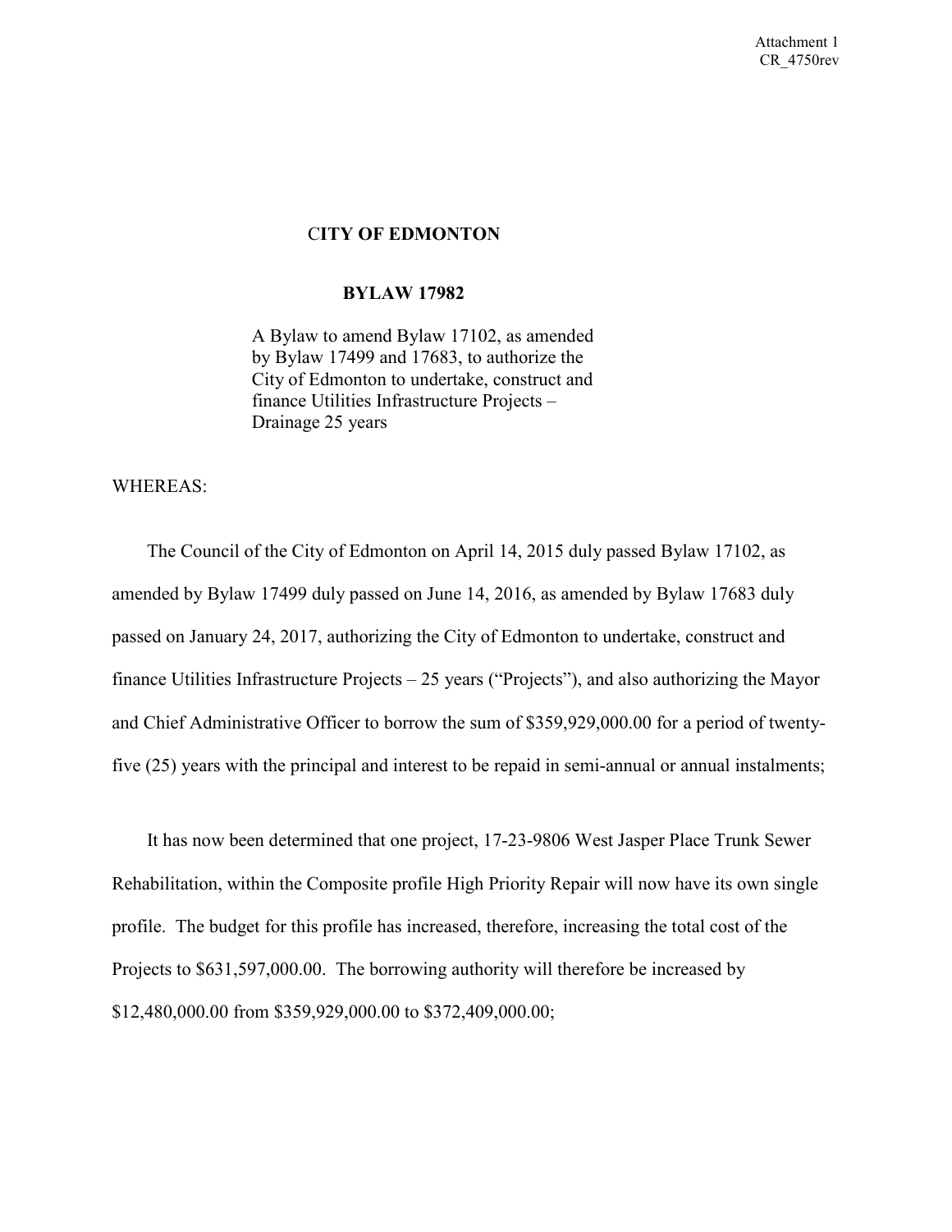Attachment 1
CR_4750rev

# CITY OF EDMONTON

## BYLAW 17982

A Bylaw to amend Bylaw 17102, as amended by Bylaw 17499 and 17683, to authorize the City of Edmonton to undertake, construct and finance Utilities Infrastructure Projects – Drainage 25 years

WHEREAS:

The Council of the City of Edmonton on April 14, 2015 duly passed Bylaw 17102, as amended by Bylaw 17499 duly passed on June 14, 2016, as amended by Bylaw 17683 duly passed on January 24, 2017, authorizing the City of Edmonton to undertake, construct and finance Utilities Infrastructure Projects – 25 years ("Projects"), and also authorizing the Mayor and Chief Administrative Officer to borrow the sum of $359,929,000.00 for a period of twenty-five (25) years with the principal and interest to be repaid in semi-annual or annual instalments;

It has now been determined that one project, 17-23-9806 West Jasper Place Trunk Sewer Rehabilitation, within the Composite profile High Priority Repair will now have its own single profile. The budget for this profile has increased, therefore, increasing the total cost of the Projects to $631,597,000.00. The borrowing authority will therefore be increased by $12,480,000.00 from $359,929,000.00 to $372,409,000.00;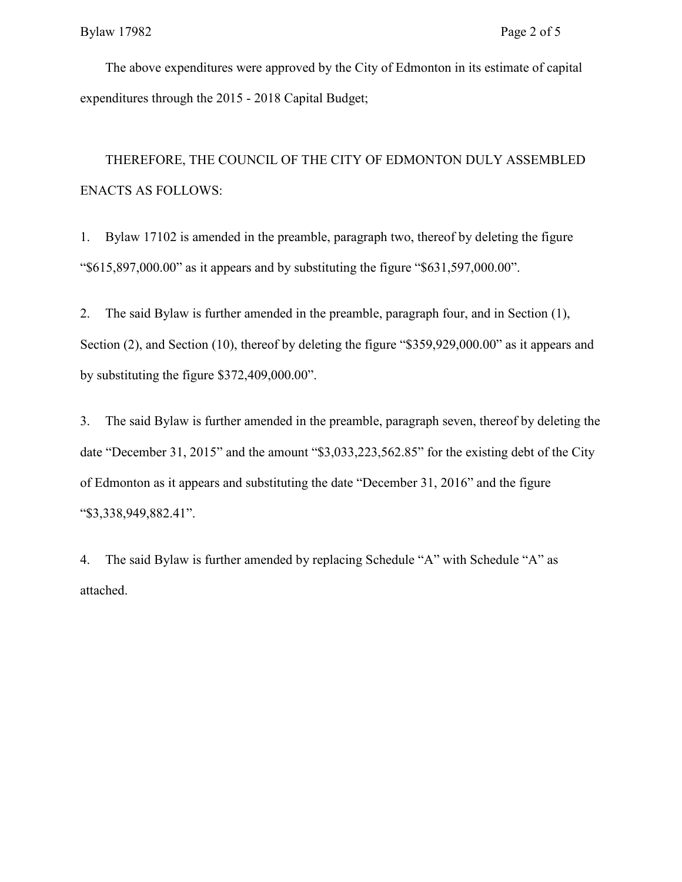The above expenditures were approved by the City of Edmonton in its estimate of capital expenditures through the 2015 - 2018 Capital Budget;

THEREFORE, THE COUNCIL OF THE CITY OF EDMONTON DULY ASSEMBLED ENACTS AS FOLLOWS:

1. Bylaw 17102 is amended in the preamble, paragraph two, thereof by deleting the figure "$615,897,000.00" as it appears and by substituting the figure "$631,597,000.00".

2. The said Bylaw is further amended in the preamble, paragraph four, and in Section (1), Section (2), and Section (10), thereof by deleting the figure "$359,929,000.00" as it appears and by substituting the figure $372,409,000.00".

3. The said Bylaw is further amended in the preamble, paragraph seven, thereof by deleting the date "December 31, 2015" and the amount "$3,033,223,562.85" for the existing debt of the City of Edmonton as it appears and substituting the date "December 31, 2016" and the figure "$3,338,949,882.41".

4. The said Bylaw is further amended by replacing Schedule "A" with Schedule "A" as attached.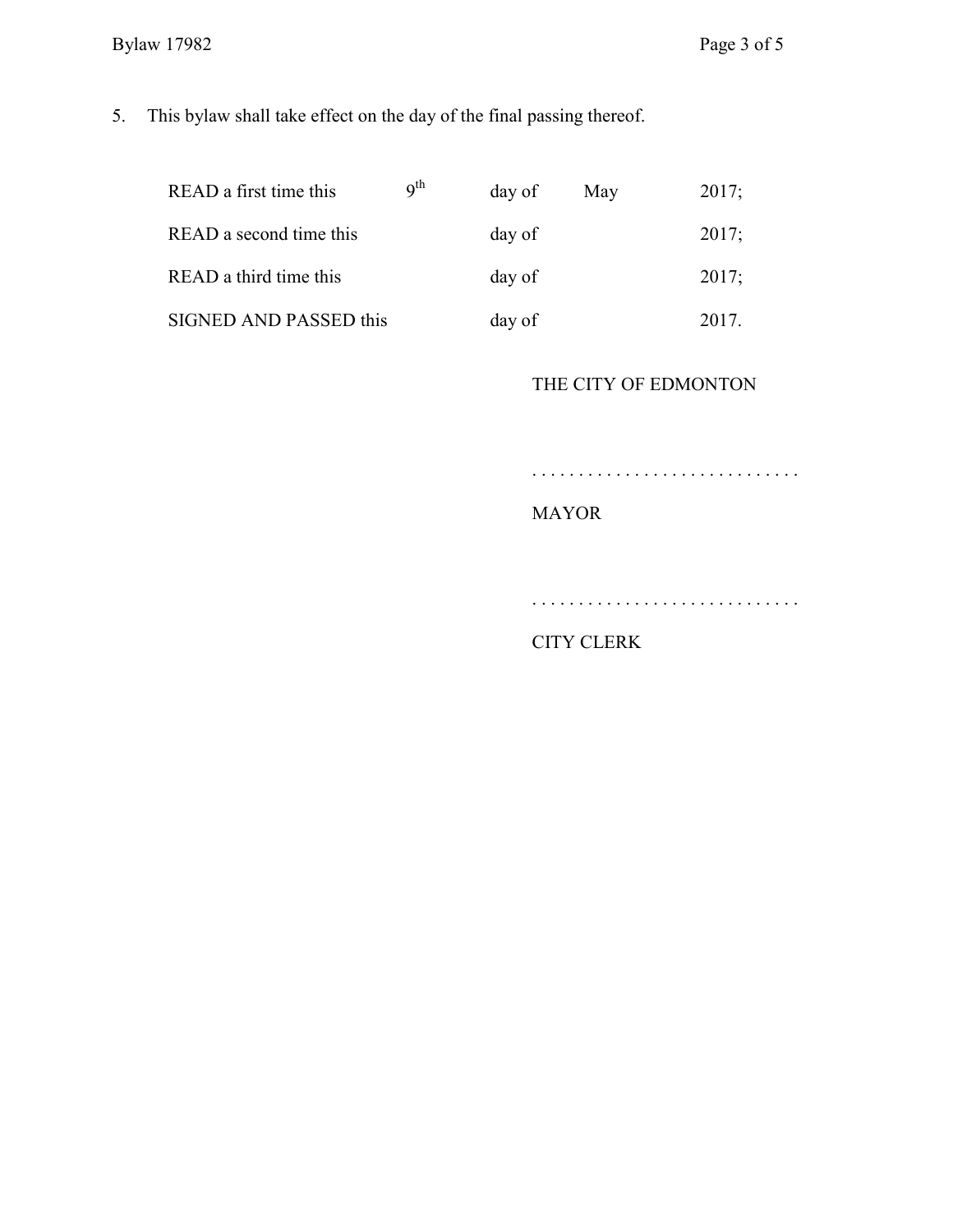5. This bylaw shall take effect on the day of the final passing thereof.

| | | | | |
|---|---|---|---|---|
| READ a first time this | 9th | day of | May | 2017; |
| READ a second time this | | day of | | 2017; |
| READ a third time this | | day of | | 2017; |
| SIGNED AND PASSED this | | day of | | 2017. |

THE CITY OF EDMONTON

. . . . . . . . . . . . . . . . . . . . . . . . . . . . .

MAYOR

. . . . . . . . . . . . . . . . . . . . . . . . . . . . .

CITY CLERK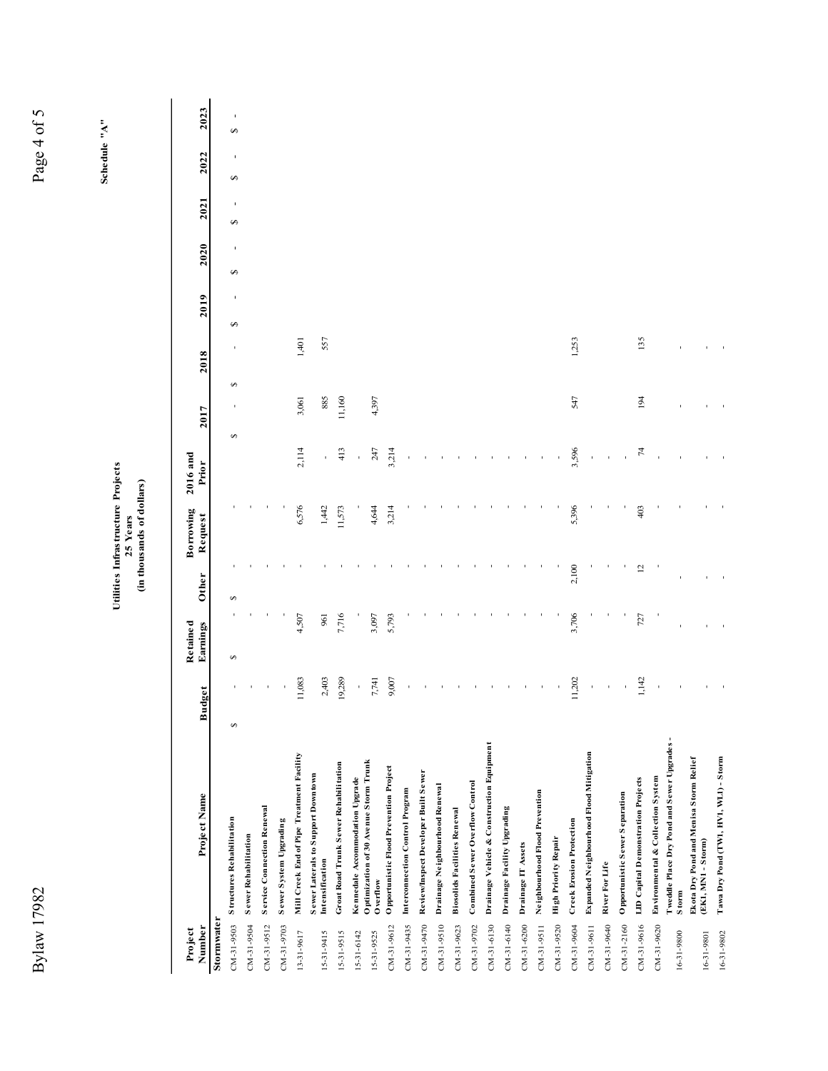Schedule "A"

**Utilities Infrastructure Projects**
**25 Years**
**(in thousands of dollars)**

| Project Number | Project Name | Budget | Retained Earnings | Other | Borrowing Request | 2016 and Prior | 2017 | 2018 | 2019 | 2020 | 2021 | 2022 | 2023 |
|---|---|---|---|---|---|---|---|---|---|---|---|---|---|
| **Stormwater** | | | | | | | | | | | | | |
| CM-31-9503 | Structures Rehabilitation | $ - | $ - | $ - | - | | $ - | $ - | $ - | $ - | $ - | $ - | $ - |
| CM-31-9504 | Sewer Rehabilitation | - | - | - | - | | | | | | | | |
| CM-31-9512 | Service Connection Renewal | - | - | - | - | | | | | | | | |
| CM-31-9703 | Sewer System Upgrading | - | - | - | - | | | | | | | | |
| 13-31-9617 | Mill Creek End of Pipe Treatment Facility | 11,083 | 4,507 | - | 6,576 | 2,114 | 3,061 | 1,401 | | | | | |
| 15-31-9415 | Sewer Laterals to Support Downtown Intensification | 2,403 | 961 | - | 1,442 | - | 885 | 557 | | | | | |
| 15-31-9515 | Groat Road Trunk Sewer Rehabilitation | 19,289 | 7,716 | - | 11,573 | 413 | 11,160 | | | | | | |
| 15-31-6142 | Kennedale Accommodation Upgrade | - | - | - | - | - | | | | | | | |
| 15-31-9525 | Optimization of 30 Avenue Storm Trunk Overflow | 7,741 | 3,097 | - | 4,644 | 247 | 4,397 | | | | | | |
| CM-31-9612 | Opportunistic Flood Prevention Project | 9,007 | 5,793 | - | 3,214 | 3,214 | | | | | | | |
| CM-31-9435 | Interconnection Control Program | - | - | - | - | - | | | | | | | |
| CM-31-9470 | Review/Inspect Developer Built Sewer | - | - | - | - | - | | | | | | | |
| CM-31-9510 | Drainage Neighbourhood Renewal | - | - | - | - | - | | | | | | | |
| CM-31-9623 | Biosolids Facilities Renewal | - | - | - | - | - | | | | | | | |
| CM-31-9702 | Combined Sewer Overflow Control | - | - | - | - | - | | | | | | | |
| CM-31-6130 | Drainage Vehicle & Construction Equipment | - | - | - | - | - | | | | | | | |
| CM-31-6140 | Drainage Facility Upgrading | - | - | - | - | - | | | | | | | |
| CM-31-6200 | Drainage IT Assets | - | - | - | - | - | | | | | | | |
| CM-31-9511 | Neighbourhood Flood Prevention | - | - | - | - | - | | | | | | | |
| CM-31-9520 | High Priority Repair | - | - | - | - | - | | | | | | | |
| CM-31-9604 | Creek Erosion Protection | 11,202 | 3,706 | 2,100 | 5,396 | 3,596 | 547 | 1,253 | | | | | |
| CM-31-9611 | Expanded Neighbourhood Flood Mitigation | - | - | - | - | - | | | | | | | |
| CM-31-9640 | River For Life | - | - | - | - | - | | | | | | | |
| CM-31-2160 | Opportunistic Sewer Separation | - | - | - | - | - | | | | | | | |
| CM-31-9616 | LID Capital Demonstration Projects | 1,142 | 727 | 12 | 403 | 74 | 194 | 135 | | | | | |
| CM-31-9620 | Environmental & Collection System | - | - | - | - | - | | | | | | | |
| 16-31-9800 | Tweddle Place Dry Pond and Sewer Upgrades - Storm | - | - | - | - | - | - | - | | | | | |
| 16-31-9801 | Ekota Dry Pond and Menisa Storm Relief (EK1, MN1 - Storm) | - | - | - | - | - | - | - | | | | | |
| 16-31-9802 | Tawa Dry Pond (TW1, HV1, WL1) - Storm | - | - | - | - | - | - | - | | | | | |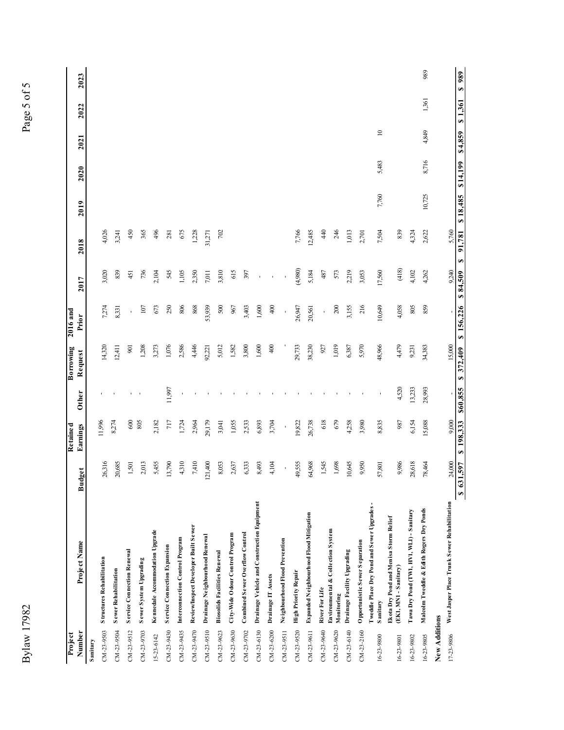| Project Number | Project Name | Budget | Retained Earnings | Other | Borrowing Request | 2016 and Prior | 2017 | 2018 | 2019 | 2020 | 2021 | 2022 | 2023 |
|---|---|---|---|---|---|---|---|---|---|---|---|---|---|
| **Sanitary** | | | | | | | | | | | | | |
| CM-23-9503 | **Structures Rehabilitation** | 26,316 | 11,996 | - | 14,320 | 7,274 | 3,020 | 4,026 | | | | | |
| CM-23-9504 | **Sewer Rehabilitation** | 20,685 | 8,274 | - | 12,411 | 8,331 | 839 | 3,241 | | | | | |
| CM-23-9512 | **Service Connection Renewal** | 1,501 | 600 | - | 901 | - | 451 | 450 | | | | | |
| CM-23-9703 | **Sewer System Upgrading** | 2,013 | 805 | - | 1,208 | 107 | 736 | 365 | | | | | |
| 15-23-6142 | **Kennedale Accommodation Upgrade** | 5,455 | 2,182 | | 3,273 | 673 | 2,104 | 496 | | | | | |
| CM-23-9430 | **Service Connection Expansion** | 13,790 | 717 | 11,997 | 1,076 | 250 | 545 | 281 | | | | | |
| CM-23-9435 | **Interconnection Control Program** | 4,310 | 1,724 | - | 2,586 | 806 | 1,105 | 675 | | | | | |
| CM-23-9470 | **Review/Inspect Developer Built Sewer** | 7,410 | 2,964 | - | 4,446 | 868 | 2,350 | 1,228 | | | | | |
| CM-23-9510 | **Drainage Neighbourhood Renewal** | 121,400 | 29,179 | - | 92,221 | 53,939 | 7,011 | 31,271 | | | | | |
| CM-23-9623 | **Biosolids Facilities Renewal** | 8,053 | 3,041 | - | 5,012 | 500 | 3,810 | 702 | | | | | |
| CM-23-9630 | **City-Wide Odour Control Program** | 2,637 | 1,055 | - | 1,582 | 967 | 615 | | | | | | |
| CM-23-9702 | **Combined Sewer Overflow Control** | 6,333 | 2,533 | - | 3,800 | 3,403 | 397 | | | | | | |
| CM-23-6130 | **Drainage Vehicle and Construction Equipment** | 8,493 | 6,893 | - | 1,600 | 1,600 | - | | | | | | |
| CM-23-6200 | **Drainage IT Assets** | 4,104 | 3,704 | - | 400 | 400 | - | | | | | | |
| CM-23-9511 | **Neighbourhood Flood Prevention** | - | - | - | - | - | - | | | | | | |
| CM-23-9520 | **High Priority Repair** | 49,555 | 19,822 | - | 29,733 | 26,947 | (4,980) | 7,766 | | | | | |
| CM-23-9611 | **Expanded Neighbourhood Flood Mitigation** | 64,968 | 26,738 | - | 38,230 | 20,561 | 5,184 | 12,485 | | | | | |
| CM-23-9640 | **River For Life** | 1,545 | 618 | - | 927 | - | 487 | 440 | | | | | |
| CM-23-9620 | **Environmental & Collection System Monitoring** | 1,698 | 679 | - | 1,019 | 200 | 573 | 246 | | | | | |
| CM-23-6140 | **Drainage Facility Upgrading** | 10,645 | 4,258 | - | 6,387 | 3,155 | 2,219 | 1,013 | | | | | |
| CM-23-2160 | **Opportunistic Sewer Separation** | 9,950 | 3,980 | - | 5,970 | 216 | 3,053 | 2,701 | | | | | |
| 16-23-9800 | **Tweddle Place Dry Pond and Sewer Upgrades - Sanitary** | 57,801 | 8,835 | - | 48,966 | 10,649 | 17,560 | 7,504 | 7,760 | 5,483 | 10 | | |
| 16-23-9801 | **Ekota Dry Pond and Menisa Storm Relief (EK1, MN1 - Sanitary)** | 9,986 | 987 | 4,520 | 4,479 | 4,058 | (418) | 839 | | | | | |
| 16-23-9802 | **Tawa Dry Pond (TW1, HV1, WL1) - Sanitary** | 28,618 | 6,154 | 13,233 | 9,231 | 805 | 4,102 | 4,324 | | | | | |
| 16-23-9805 | **Malcolm Tweddle & Edith Rogers Dry Ponds** | 78,464 | 15,088 | 28,993 | 34,383 | 859 | 4,262 | 2,622 | 10,725 | 8,716 | 4,849 | 1,361 | 989 |
| **New Additions** | | | | | | | | | | | | | |
| 17-23-9806 | **West Jasper Place Trunk Sewer Rehabilitation** | 24,000 | 9,000 | - | 15,000 | - | 9,240 | 5,760 | | | | | |
| | | **$ 631,597** | **$ 198,333** | **$60,855** | **$ 372,409** | **$ 156,226** | **$ 84,509** | **$ 91,781** | **$ 18,485** | **$14,199** | **$4,859** | **$ 1,361** | **$ 989** |